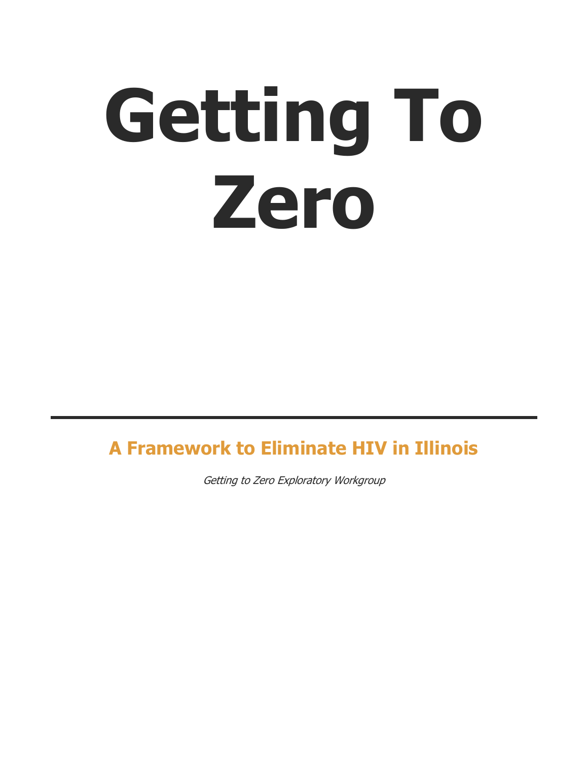# Getting To Zero

---

## A Framework to Eliminate HIV in Illinois

*Getting to Zero Exploratory Workgroup*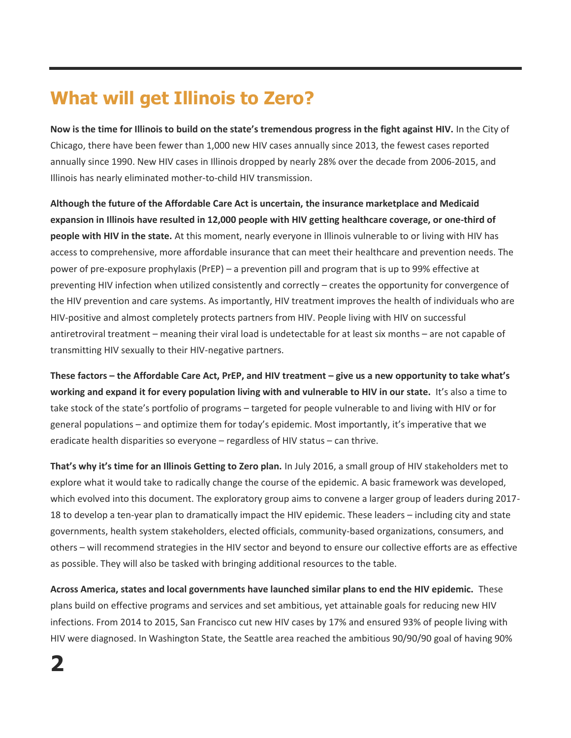# What will get Illinois to Zero?

**Now is the time for Illinois to build on the state's tremendous progress in the fight against HIV.** In the City of Chicago, there have been fewer than 1,000 new HIV cases annually since 2013, the fewest cases reported annually since 1990. New HIV cases in Illinois dropped by nearly 28% over the decade from 2006-2015, and Illinois has nearly eliminated mother-to-child HIV transmission.

**Although the future of the Affordable Care Act is uncertain, the insurance marketplace and Medicaid expansion in Illinois have resulted in 12,000 people with HIV getting healthcare coverage, or one-third of people with HIV in the state.** At this moment, nearly everyone in Illinois vulnerable to or living with HIV has access to comprehensive, more affordable insurance that can meet their healthcare and prevention needs. The power of pre-exposure prophylaxis (PrEP) – a prevention pill and program that is up to 99% effective at preventing HIV infection when utilized consistently and correctly – creates the opportunity for convergence of the HIV prevention and care systems. As importantly, HIV treatment improves the health of individuals who are HIV-positive and almost completely protects partners from HIV. People living with HIV on successful antiretroviral treatment – meaning their viral load is undetectable for at least six months – are not capable of transmitting HIV sexually to their HIV-negative partners.

**These factors – the Affordable Care Act, PrEP, and HIV treatment – give us a new opportunity to take what's working and expand it for every population living with and vulnerable to HIV in our state.** It's also a time to take stock of the state's portfolio of programs – targeted for people vulnerable to and living with HIV or for general populations – and optimize them for today's epidemic. Most importantly, it's imperative that we eradicate health disparities so everyone – regardless of HIV status – can thrive.

**That's why it's time for an Illinois Getting to Zero plan.** In July 2016, a small group of HIV stakeholders met to explore what it would take to radically change the course of the epidemic. A basic framework was developed, which evolved into this document. The exploratory group aims to convene a larger group of leaders during 2017-18 to develop a ten-year plan to dramatically impact the HIV epidemic. These leaders – including city and state governments, health system stakeholders, elected officials, community-based organizations, consumers, and others – will recommend strategies in the HIV sector and beyond to ensure our collective efforts are as effective as possible. They will also be tasked with bringing additional resources to the table.

**Across America, states and local governments have launched similar plans to end the HIV epidemic.** These plans build on effective programs and services and set ambitious, yet attainable goals for reducing new HIV infections. From 2014 to 2015, San Francisco cut new HIV cases by 17% and ensured 93% of people living with HIV were diagnosed. In Washington State, the Seattle area reached the ambitious 90/90/90 goal of having 90%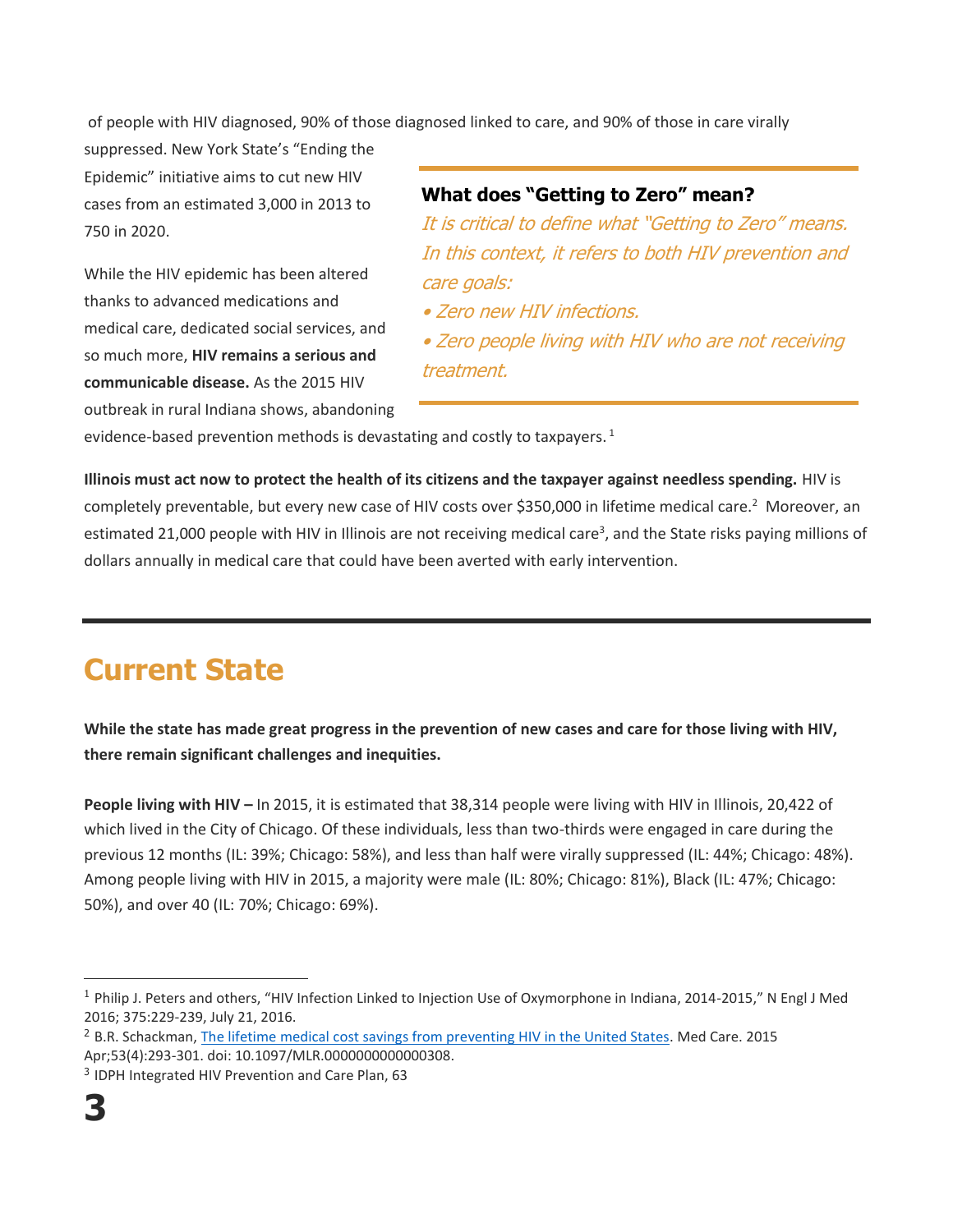of people with HIV diagnosed, 90% of those diagnosed linked to care, and 90% of those in care virally suppressed. New York State's "Ending the Epidemic" initiative aims to cut new HIV cases from an estimated 3,000 in 2013 to 750 in 2020.

While the HIV epidemic has been altered thanks to advanced medications and medical care, dedicated social services, and so much more, **HIV remains a serious and communicable disease.** As the 2015 HIV outbreak in rural Indiana shows, abandoning evidence-based prevention methods is devastating and costly to taxpayers.[1]

> **What does "Getting to Zero" mean?**
>
> *It is critical to define what "Getting to Zero" means. In this context, it refers to both HIV prevention and care goals:*
>
> - *Zero new HIV infections.*
> - *Zero people living with HIV who are not receiving treatment.*

**Illinois must act now to protect the health of its citizens and the taxpayer against needless spending.** HIV is completely preventable, but every new case of HIV costs over $350,000 in lifetime medical care.[2] Moreover, an estimated 21,000 people with HIV in Illinois are not receiving medical care[3], and the State risks paying millions of dollars annually in medical care that could have been averted with early intervention.

---

# Current State

**While the state has made great progress in the prevention of new cases and care for those living with HIV, there remain significant challenges and inequities.**

**People living with HIV –** In 2015, it is estimated that 38,314 people were living with HIV in Illinois, 20,422 of which lived in the City of Chicago. Of these individuals, less than two-thirds were engaged in care during the previous 12 months (IL: 39%; Chicago: 58%), and less than half were virally suppressed (IL: 44%; Chicago: 48%). Among people living with HIV in 2015, a majority were male (IL: 80%; Chicago: 81%), Black (IL: 47%; Chicago: 50%), and over 40 (IL: 70%; Chicago: 69%).

---

[1] Philip J. Peters and others, "HIV Infection Linked to Injection Use of Oxymorphone in Indiana, 2014-2015," N Engl J Med 2016; 375:229-239, July 21, 2016.

[2] B.R. Schackman, [The lifetime medical cost savings from preventing HIV in the United States](). Med Care. 2015 Apr;53(4):293-301. doi: 10.1097/MLR.0000000000000308.

[3] IDPH Integrated HIV Prevention and Care Plan, 63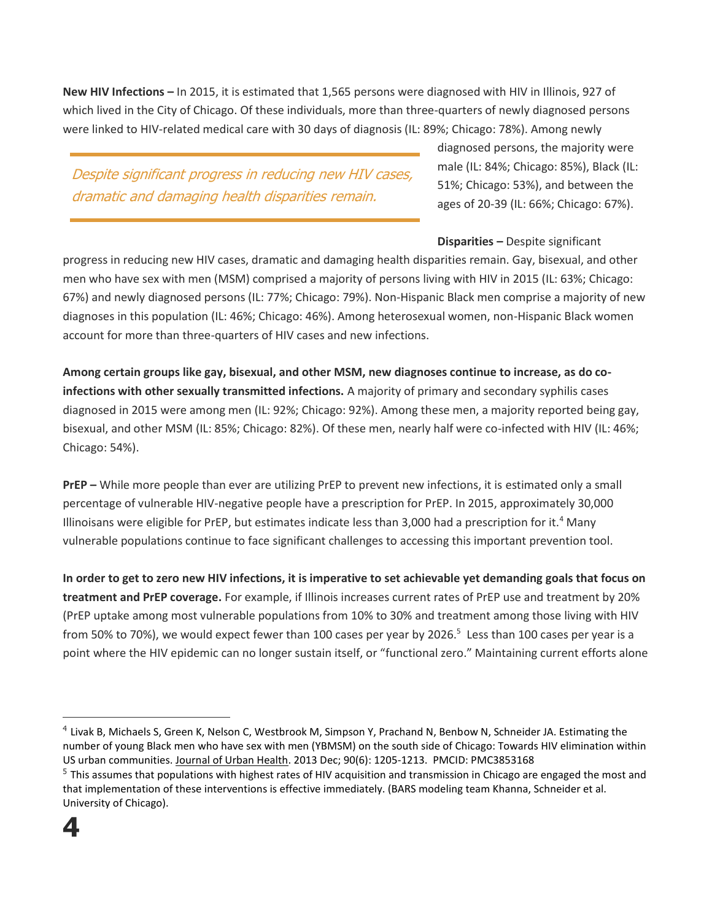**New HIV Infections –** In 2015, it is estimated that 1,565 persons were diagnosed with HIV in Illinois, 927 of which lived in the City of Chicago. Of these individuals, more than three-quarters of newly diagnosed persons were linked to HIV-related medical care with 30 days of diagnosis (IL: 89%; Chicago: 78%). Among newly diagnosed persons, the majority were male (IL: 84%; Chicago: 85%), Black (IL: 51%; Chicago: 53%), and between the ages of 20-39 (IL: 66%; Chicago: 67%).

> *Despite significant progress in reducing new HIV cases, dramatic and damaging health disparities remain.*

**Disparities –** Despite significant progress in reducing new HIV cases, dramatic and damaging health disparities remain. Gay, bisexual, and other men who have sex with men (MSM) comprised a majority of persons living with HIV in 2015 (IL: 63%; Chicago: 67%) and newly diagnosed persons (IL: 77%; Chicago: 79%). Non-Hispanic Black men comprise a majority of new diagnoses in this population (IL: 46%; Chicago: 46%). Among heterosexual women, non-Hispanic Black women account for more than three-quarters of HIV cases and new infections.

**Among certain groups like gay, bisexual, and other MSM, new diagnoses continue to increase, as do co-infections with other sexually transmitted infections.** A majority of primary and secondary syphilis cases diagnosed in 2015 were among men (IL: 92%; Chicago: 92%). Among these men, a majority reported being gay, bisexual, and other MSM (IL: 85%; Chicago: 82%). Of these men, nearly half were co-infected with HIV (IL: 46%; Chicago: 54%).

**PrEP –** While more people than ever are utilizing PrEP to prevent new infections, it is estimated only a small percentage of vulnerable HIV-negative people have a prescription for PrEP. In 2015, approximately 30,000 Illinoisans were eligible for PrEP, but estimates indicate less than 3,000 had a prescription for it.[4] Many vulnerable populations continue to face significant challenges to accessing this important prevention tool.

**In order to get to zero new HIV infections, it is imperative to set achievable yet demanding goals that focus on treatment and PrEP coverage.** For example, if Illinois increases current rates of PrEP use and treatment by 20% (PrEP uptake among most vulnerable populations from 10% to 30% and treatment among those living with HIV from 50% to 70%), we would expect fewer than 100 cases per year by 2026.[5] Less than 100 cases per year is a point where the HIV epidemic can no longer sustain itself, or "functional zero." Maintaining current efforts alone

---

[4] Livak B, Michaels S, Green K, Nelson C, Westbrook M, Simpson Y, Prachand N, Benbow N, Schneider JA. Estimating the number of young Black men who have sex with men (YBMSM) on the south side of Chicago: Towards HIV elimination within US urban communities. Journal of Urban Health. 2013 Dec; 90(6): 1205-1213. PMCID: PMC3853168

[5] This assumes that populations with highest rates of HIV acquisition and transmission in Chicago are engaged the most and that implementation of these interventions is effective immediately. (BARS modeling team Khanna, Schneider et al. University of Chicago).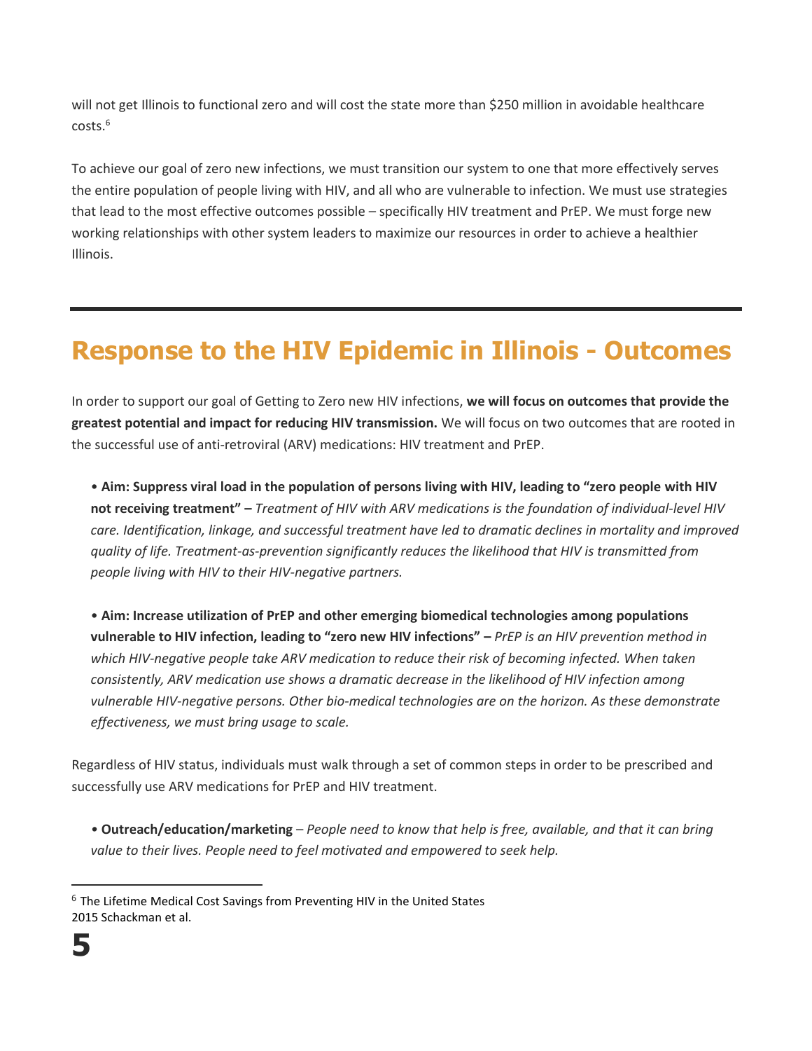will not get Illinois to functional zero and will cost the state more than $250 million in avoidable healthcare costs.[6]

To achieve our goal of zero new infections, we must transition our system to one that more effectively serves the entire population of people living with HIV, and all who are vulnerable to infection. We must use strategies that lead to the most effective outcomes possible – specifically HIV treatment and PrEP. We must forge new working relationships with other system leaders to maximize our resources in order to achieve a healthier Illinois.

---

# Response to the HIV Epidemic in Illinois - Outcomes

In order to support our goal of Getting to Zero new HIV infections, **we will focus on outcomes that provide the greatest potential and impact for reducing HIV transmission.** We will focus on two outcomes that are rooted in the successful use of anti-retroviral (ARV) medications: HIV treatment and PrEP.

- **Aim: Suppress viral load in the population of persons living with HIV, leading to "zero people with HIV not receiving treatment" –** *Treatment of HIV with ARV medications is the foundation of individual-level HIV care. Identification, linkage, and successful treatment have led to dramatic declines in mortality and improved quality of life. Treatment-as-prevention significantly reduces the likelihood that HIV is transmitted from people living with HIV to their HIV-negative partners.*

- **Aim: Increase utilization of PrEP and other emerging biomedical technologies among populations vulnerable to HIV infection, leading to "zero new HIV infections" –** *PrEP is an HIV prevention method in which HIV-negative people take ARV medication to reduce their risk of becoming infected. When taken consistently, ARV medication use shows a dramatic decrease in the likelihood of HIV infection among vulnerable HIV-negative persons. Other bio-medical technologies are on the horizon. As these demonstrate effectiveness, we must bring usage to scale.*

Regardless of HIV status, individuals must walk through a set of common steps in order to be prescribed and successfully use ARV medications for PrEP and HIV treatment.

- **Outreach/education/marketing** – *People need to know that help is free, available, and that it can bring value to their lives. People need to feel motivated and empowered to seek help.*

---

[6] The Lifetime Medical Cost Savings from Preventing HIV in the United States 2015 Schackman et al.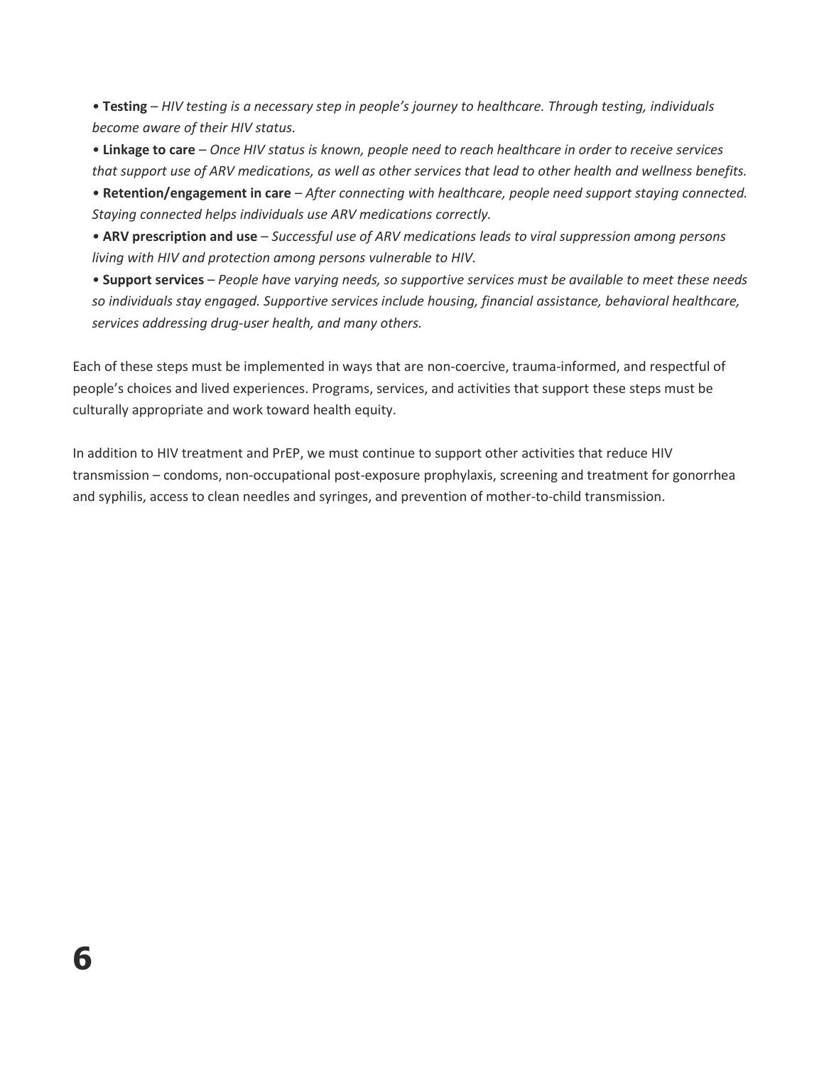- **Testing** – *HIV testing is a necessary step in people's journey to healthcare. Through testing, individuals become aware of their HIV status.*
- **Linkage to care** – *Once HIV status is known, people need to reach healthcare in order to receive services that support use of ARV medications, as well as other services that lead to other health and wellness benefits.*
- **Retention/engagement in care** – *After connecting with healthcare, people need support staying connected. Staying connected helps individuals use ARV medications correctly.*
- **ARV prescription and use** – *Successful use of ARV medications leads to viral suppression among persons living with HIV and protection among persons vulnerable to HIV.*
- **Support services** – *People have varying needs, so supportive services must be available to meet these needs so individuals stay engaged. Supportive services include housing, financial assistance, behavioral healthcare, services addressing drug-user health, and many others.*

Each of these steps must be implemented in ways that are non-coercive, trauma-informed, and respectful of people's choices and lived experiences. Programs, services, and activities that support these steps must be culturally appropriate and work toward health equity.

In addition to HIV treatment and PrEP, we must continue to support other activities that reduce HIV transmission – condoms, non-occupational post-exposure prophylaxis, screening and treatment for gonorrhea and syphilis, access to clean needles and syringes, and prevention of mother-to-child transmission.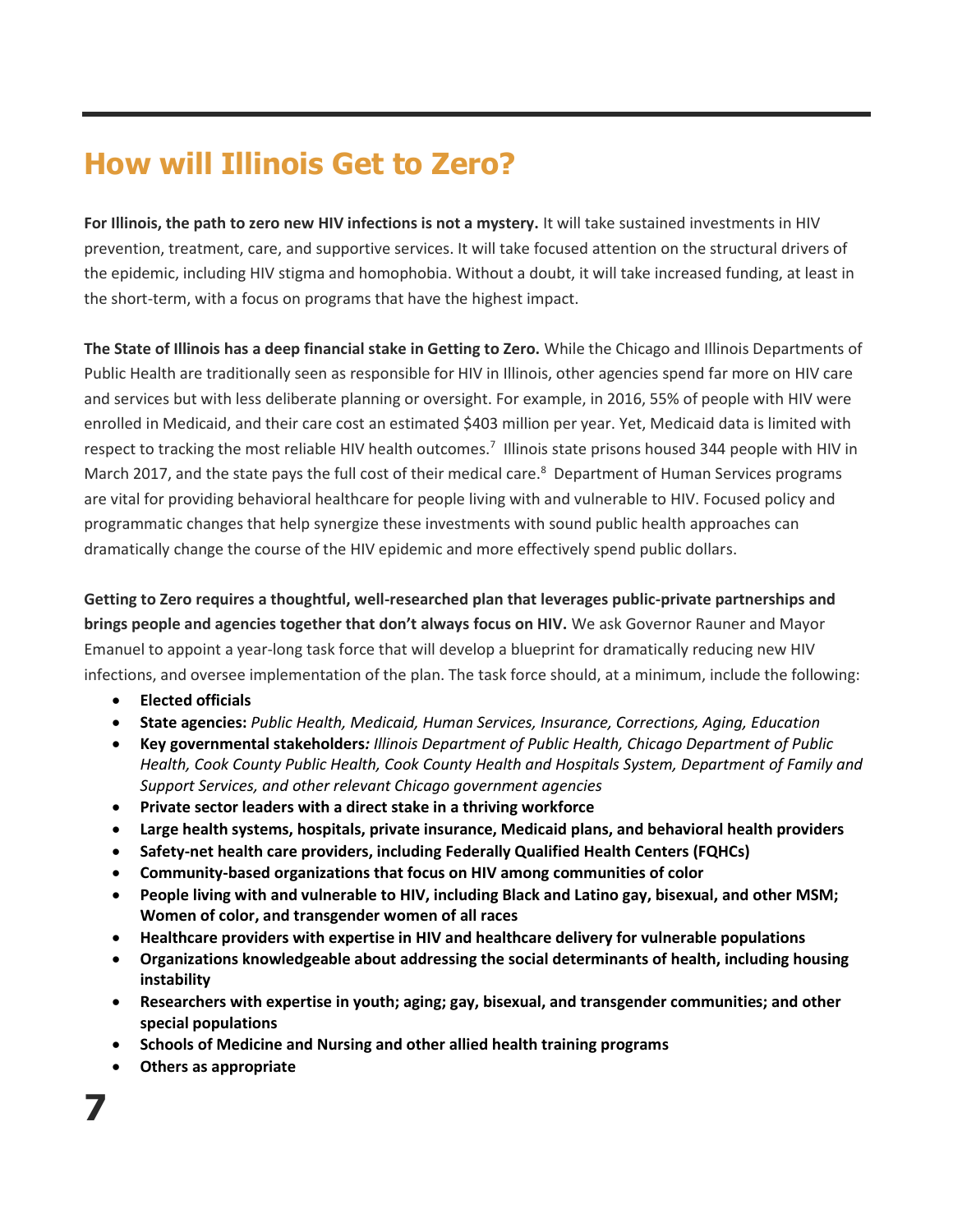# How will Illinois Get to Zero?

**For Illinois, the path to zero new HIV infections is not a mystery.** It will take sustained investments in HIV prevention, treatment, care, and supportive services. It will take focused attention on the structural drivers of the epidemic, including HIV stigma and homophobia. Without a doubt, it will take increased funding, at least in the short-term, with a focus on programs that have the highest impact.

**The State of Illinois has a deep financial stake in Getting to Zero.** While the Chicago and Illinois Departments of Public Health are traditionally seen as responsible for HIV in Illinois, other agencies spend far more on HIV care and services but with less deliberate planning or oversight. For example, in 2016, 55% of people with HIV were enrolled in Medicaid, and their care cost an estimated $403 million per year. Yet, Medicaid data is limited with respect to tracking the most reliable HIV health outcomes.[7] Illinois state prisons housed 344 people with HIV in March 2017, and the state pays the full cost of their medical care.[8] Department of Human Services programs are vital for providing behavioral healthcare for people living with and vulnerable to HIV. Focused policy and programmatic changes that help synergize these investments with sound public health approaches can dramatically change the course of the HIV epidemic and more effectively spend public dollars.

**Getting to Zero requires a thoughtful, well-researched plan that leverages public-private partnerships and brings people and agencies together that don't always focus on HIV.** We ask Governor Rauner and Mayor Emanuel to appoint a year-long task force that will develop a blueprint for dramatically reducing new HIV infections, and oversee implementation of the plan. The task force should, at a minimum, include the following:

- **Elected officials**
- **State agencies:** *Public Health, Medicaid, Human Services, Insurance, Corrections, Aging, Education*
- **Key governmental stakeholders***: Illinois Department of Public Health, Chicago Department of Public Health, Cook County Public Health, Cook County Health and Hospitals System, Department of Family and Support Services, and other relevant Chicago government agencies*
- **Private sector leaders with a direct stake in a thriving workforce**
- **Large health systems, hospitals, private insurance, Medicaid plans, and behavioral health providers**
- **Safety-net health care providers, including Federally Qualified Health Centers (FQHCs)**
- **Community-based organizations that focus on HIV among communities of color**
- **People living with and vulnerable to HIV, including Black and Latino gay, bisexual, and other MSM; Women of color, and transgender women of all races**
- **Healthcare providers with expertise in HIV and healthcare delivery for vulnerable populations**
- **Organizations knowledgeable about addressing the social determinants of health, including housing instability**
- **Researchers with expertise in youth; aging; gay, bisexual, and transgender communities; and other special populations**
- **Schools of Medicine and Nursing and other allied health training programs**
- **Others as appropriate**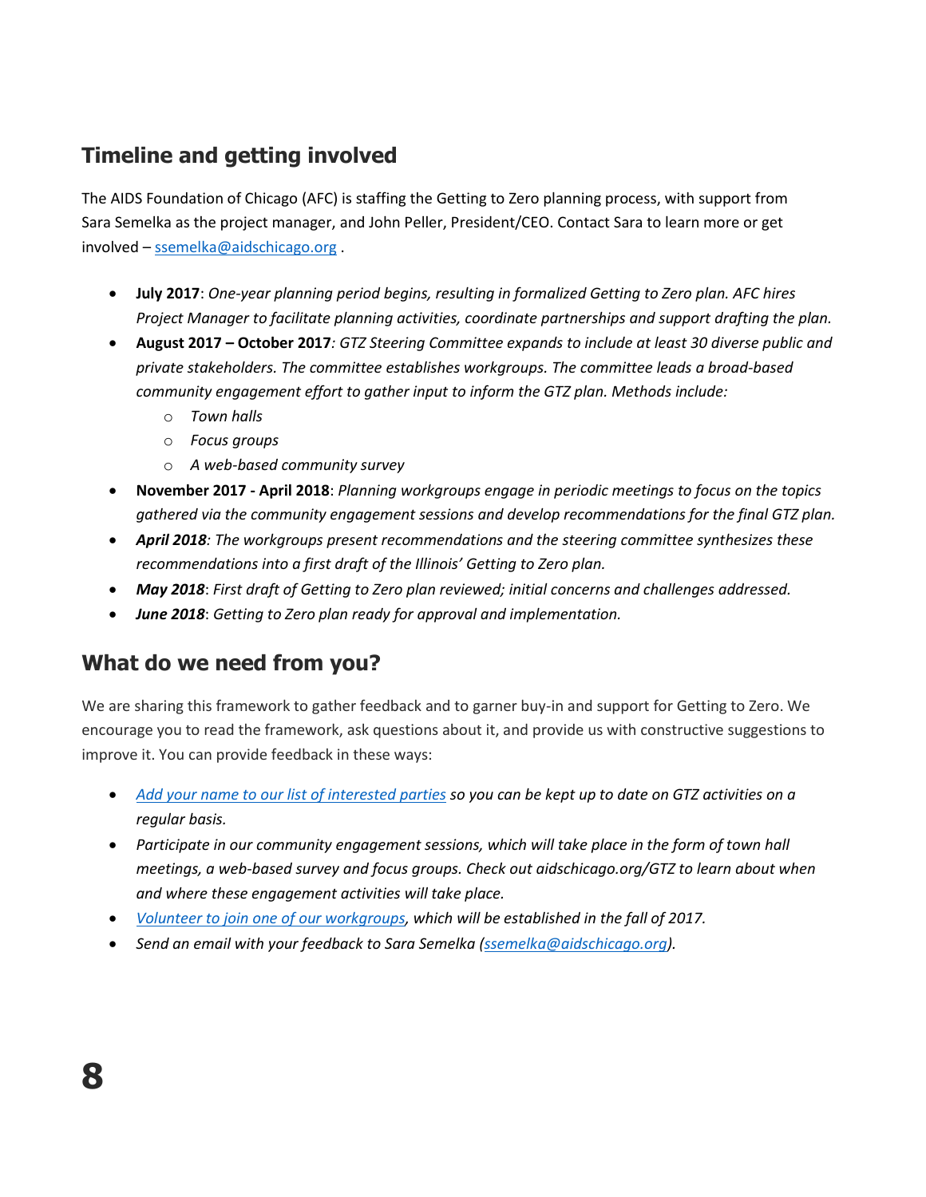## Timeline and getting involved

The AIDS Foundation of Chicago (AFC) is staffing the Getting to Zero planning process, with support from Sara Semelka as the project manager, and John Peller, President/CEO. Contact Sara to learn more or get involved – ssemelka@aidschicago.org .

- **July 2017**: *One-year planning period begins, resulting in formalized Getting to Zero plan. AFC hires Project Manager to facilitate planning activities, coordinate partnerships and support drafting the plan.*
- **August 2017 – October 2017**: *GTZ Steering Committee expands to include at least 30 diverse public and private stakeholders. The committee establishes workgroups. The committee leads a broad-based community engagement effort to gather input to inform the GTZ plan. Methods include:*
  - *Town halls*
  - *Focus groups*
  - *A web-based community survey*
- **November 2017 - April 2018**: *Planning workgroups engage in periodic meetings to focus on the topics gathered via the community engagement sessions and develop recommendations for the final GTZ plan.*
- ***April 2018**: The workgroups present recommendations and the steering committee synthesizes these recommendations into a first draft of the Illinois' Getting to Zero plan.*
- ***May 2018**: First draft of Getting to Zero plan reviewed; initial concerns and challenges addressed.*
- ***June 2018**: Getting to Zero plan ready for approval and implementation.*

## What do we need from you?

We are sharing this framework to gather feedback and to garner buy-in and support for Getting to Zero. We encourage you to read the framework, ask questions about it, and provide us with constructive suggestions to improve it. You can provide feedback in these ways:

- *Add your name to our list of interested parties so you can be kept up to date on GTZ activities on a regular basis.*
- *Participate in our community engagement sessions, which will take place in the form of town hall meetings, a web-based survey and focus groups. Check out aidschicago.org/GTZ to learn about when and where these engagement activities will take place.*
- *Volunteer to join one of our workgroups, which will be established in the fall of 2017.*
- *Send an email with your feedback to Sara Semelka (ssemelka@aidschicago.org).*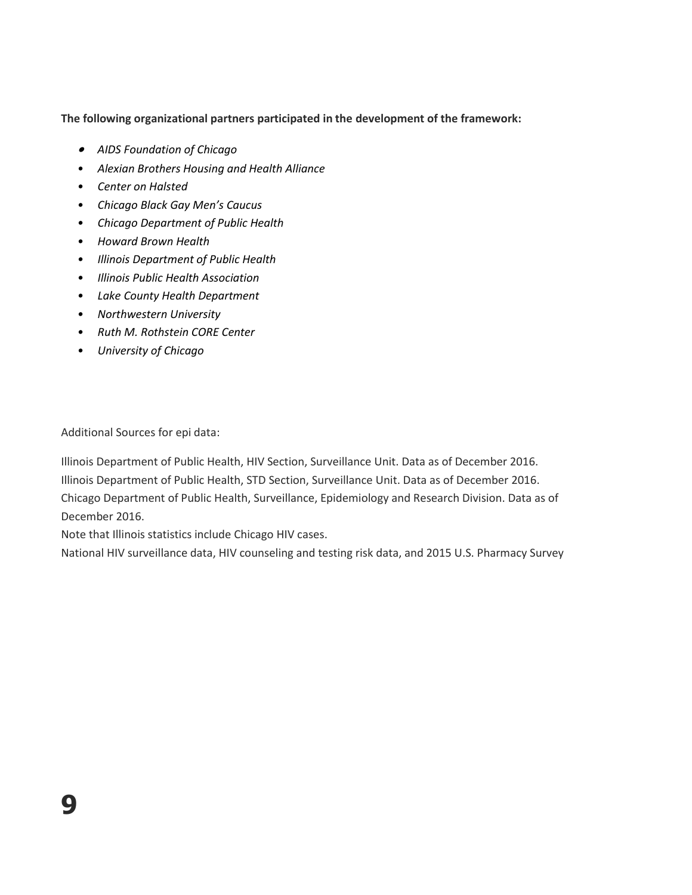**The following organizational partners participated in the development of the framework:**

- *AIDS Foundation of Chicago*
- *Alexian Brothers Housing and Health Alliance*
- *Center on Halsted*
- *Chicago Black Gay Men's Caucus*
- *Chicago Department of Public Health*
- *Howard Brown Health*
- *Illinois Department of Public Health*
- *Illinois Public Health Association*
- *Lake County Health Department*
- *Northwestern University*
- *Ruth M. Rothstein CORE Center*
- *University of Chicago*

Additional Sources for epi data:

Illinois Department of Public Health, HIV Section, Surveillance Unit. Data as of December 2016.
Illinois Department of Public Health, STD Section, Surveillance Unit. Data as of December 2016.
Chicago Department of Public Health, Surveillance, Epidemiology and Research Division. Data as of December 2016.
Note that Illinois statistics include Chicago HIV cases.
National HIV surveillance data, HIV counseling and testing risk data, and 2015 U.S. Pharmacy Survey